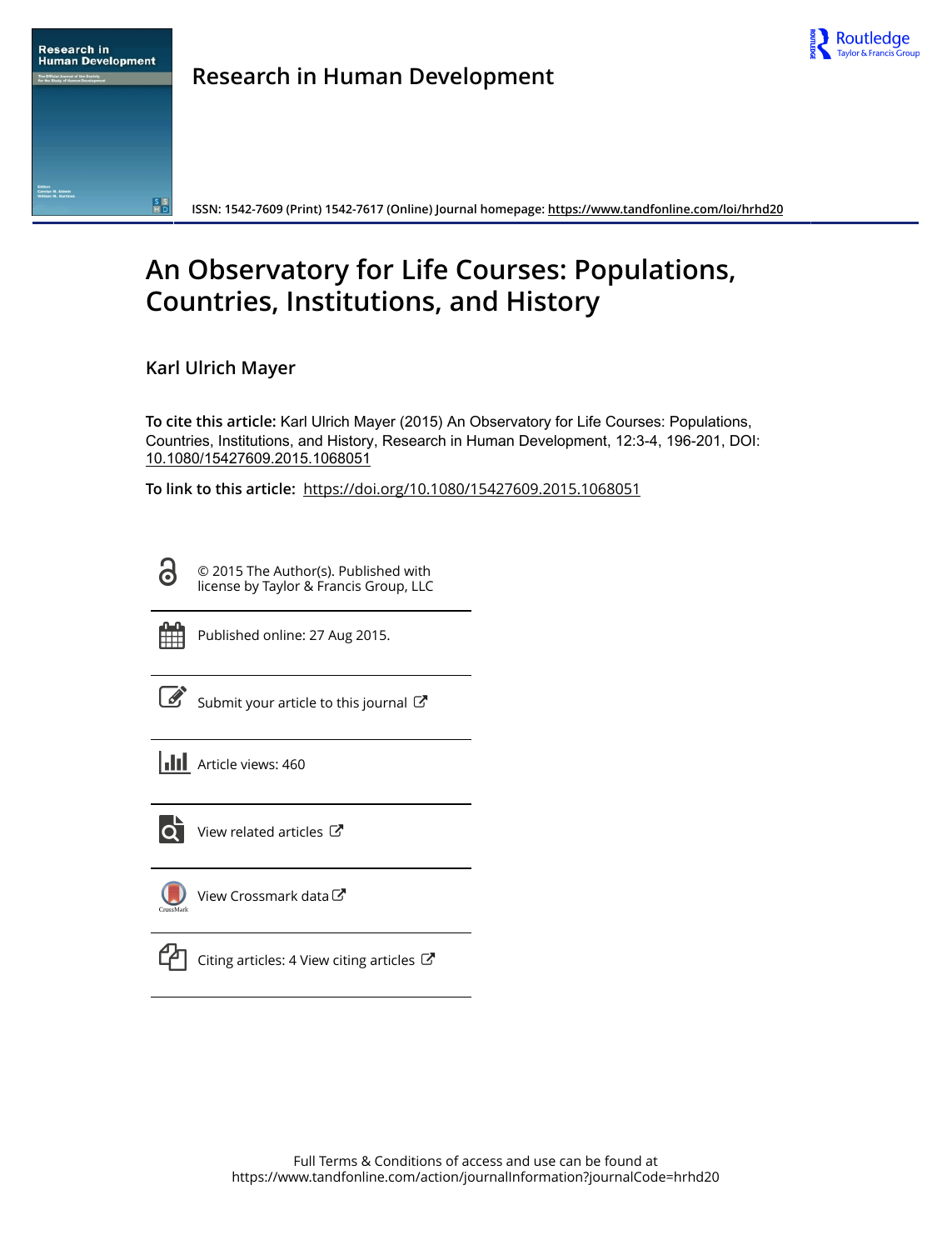Research in Human Development

ISSN: 1542-7609 (Print) 1542-7617 (Online) Journal homepage: https://www.tandfonline.com/loi/hrhd20

# An Observatory for Life Courses: Populations, Countries, Institutions, and History

Karl Ulrich Mayer

**To cite this article:** Karl Ulrich Mayer (2015) An Observatory for Life Courses: Populations, Countries, Institutions, and History, Research in Human Development, 12:3-4, 196-201, DOI: 10.1080/15427609.2015.1068051

**To link to this article:** https://doi.org/10.1080/15427609.2015.1068051

© 2015 The Author(s). Published with license by Taylor & Francis Group, LLC

Published online: 27 Aug 2015.

Submit your article to this journal

Article views: 460

View related articles

View Crossmark data

Citing articles: 4 View citing articles

Full Terms & Conditions of access and use can be found at
https://www.tandfonline.com/action/journalInformation?journalCode=hrhd20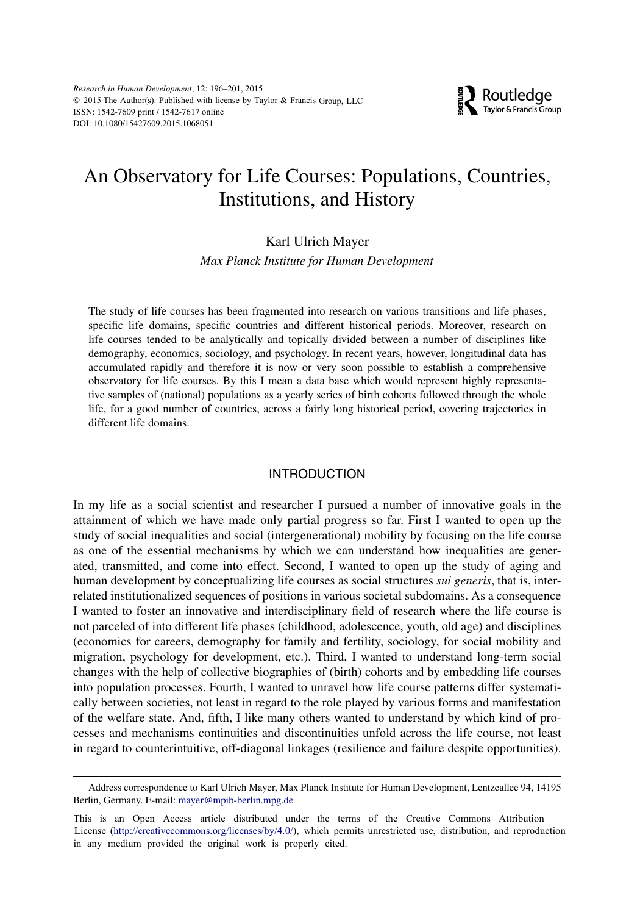# An Observatory for Life Courses: Populations, Countries, Institutions, and History

Karl Ulrich Mayer

*Max Planck Institute for Human Development*

The study of life courses has been fragmented into research on various transitions and life phases, specific life domains, specific countries and different historical periods. Moreover, research on life courses tended to be analytically and topically divided between a number of disciplines like demography, economics, sociology, and psychology. In recent years, however, longitudinal data has accumulated rapidly and therefore it is now or very soon possible to establish a comprehensive observatory for life courses. By this I mean a data base which would represent highly representative samples of (national) populations as a yearly series of birth cohorts followed through the whole life, for a good number of countries, across a fairly long historical period, covering trajectories in different life domains.

## INTRODUCTION

In my life as a social scientist and researcher I pursued a number of innovative goals in the attainment of which we have made only partial progress so far. First I wanted to open up the study of social inequalities and social (intergenerational) mobility by focusing on the life course as one of the essential mechanisms by which we can understand how inequalities are generated, transmitted, and come into effect. Second, I wanted to open up the study of aging and human development by conceptualizing life courses as social structures *sui generis*, that is, interrelated institutionalized sequences of positions in various societal subdomains. As a consequence I wanted to foster an innovative and interdisciplinary field of research where the life course is not parceled of into different life phases (childhood, adolescence, youth, old age) and disciplines (economics for careers, demography for family and fertility, sociology, for social mobility and migration, psychology for development, etc.). Third, I wanted to understand long-term social changes with the help of collective biographies of (birth) cohorts and by embedding life courses into population processes. Fourth, I wanted to unravel how life course patterns differ systematically between societies, not least in regard to the role played by various forms and manifestation of the welfare state. And, fifth, I like many others wanted to understand by which kind of processes and mechanisms continuities and discontinuities unfold across the life course, not least in regard to counterintuitive, off-diagonal linkages (resilience and failure despite opportunities).

Address correspondence to Karl Ulrich Mayer, Max Planck Institute for Human Development, Lentzeallee 94, 14195 Berlin, Germany. E-mail: mayer@mpib-berlin.mpg.de

This is an Open Access article distributed under the terms of the Creative Commons Attribution License (http://creativecommons.org/licenses/by/4.0/), which permits unrestricted use, distribution, and reproduction in any medium provided the original work is properly cited.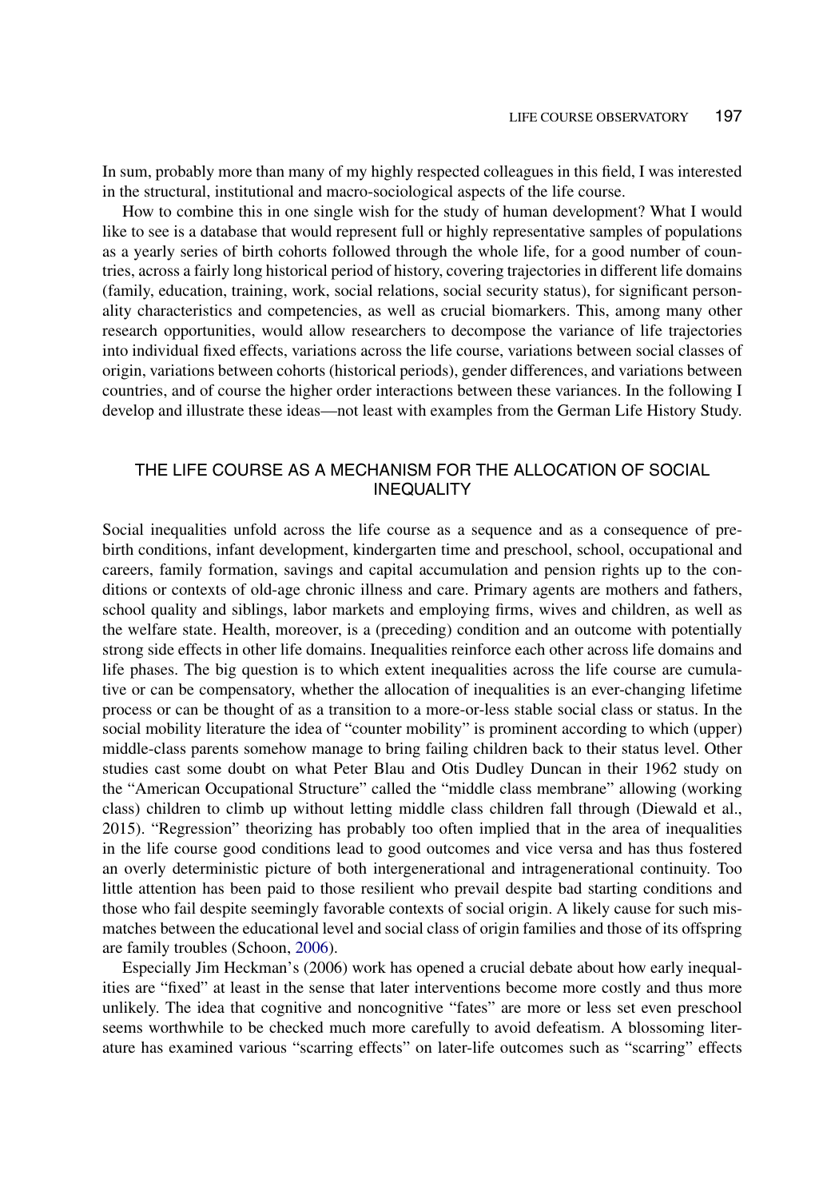In sum, probably more than many of my highly respected colleagues in this field, I was interested in the structural, institutional and macro-sociological aspects of the life course.

How to combine this in one single wish for the study of human development? What I would like to see is a database that would represent full or highly representative samples of populations as a yearly series of birth cohorts followed through the whole life, for a good number of countries, across a fairly long historical period of history, covering trajectories in different life domains (family, education, training, work, social relations, social security status), for significant personality characteristics and competencies, as well as crucial biomarkers. This, among many other research opportunities, would allow researchers to decompose the variance of life trajectories into individual fixed effects, variations across the life course, variations between social classes of origin, variations between cohorts (historical periods), gender differences, and variations between countries, and of course the higher order interactions between these variances. In the following I develop and illustrate these ideas—not least with examples from the German Life History Study.

## THE LIFE COURSE AS A MECHANISM FOR THE ALLOCATION OF SOCIAL INEQUALITY

Social inequalities unfold across the life course as a sequence and as a consequence of pre-birth conditions, infant development, kindergarten time and preschool, school, occupational and careers, family formation, savings and capital accumulation and pension rights up to the conditions or contexts of old-age chronic illness and care. Primary agents are mothers and fathers, school quality and siblings, labor markets and employing firms, wives and children, as well as the welfare state. Health, moreover, is a (preceding) condition and an outcome with potentially strong side effects in other life domains. Inequalities reinforce each other across life domains and life phases. The big question is to which extent inequalities across the life course are cumulative or can be compensatory, whether the allocation of inequalities is an ever-changing lifetime process or can be thought of as a transition to a more-or-less stable social class or status. In the social mobility literature the idea of "counter mobility" is prominent according to which (upper) middle-class parents somehow manage to bring failing children back to their status level. Other studies cast some doubt on what Peter Blau and Otis Dudley Duncan in their 1962 study on the "American Occupational Structure" called the "middle class membrane" allowing (working class) children to climb up without letting middle class children fall through (Diewald et al., 2015). "Regression" theorizing has probably too often implied that in the area of inequalities in the life course good conditions lead to good outcomes and vice versa and has thus fostered an overly deterministic picture of both intergenerational and intragenerational continuity. Too little attention has been paid to those resilient who prevail despite bad starting conditions and those who fail despite seemingly favorable contexts of social origin. A likely cause for such mismatches between the educational level and social class of origin families and those of its offspring are family troubles (Schoon, 2006).

Especially Jim Heckman's (2006) work has opened a crucial debate about how early inequalities are "fixed" at least in the sense that later interventions become more costly and thus more unlikely. The idea that cognitive and noncognitive "fates" are more or less set even preschool seems worthwhile to be checked much more carefully to avoid defeatism. A blossoming literature has examined various "scarring effects" on later-life outcomes such as "scarring" effects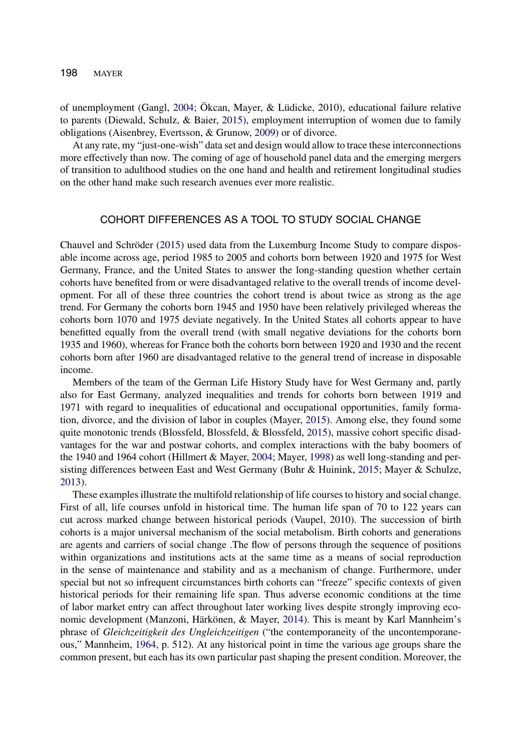of unemployment (Gangl, 2004; Ökcan, Mayer, & Lüdicke, 2010), educational failure relative to parents (Diewald, Schulz, & Baier, 2015), employment interruption of women due to family obligations (Aisenbrey, Evertsson, & Grunow, 2009) or of divorce.

At any rate, my "just-one-wish" data set and design would allow to trace these interconnections more effectively than now. The coming of age of household panel data and the emerging mergers of transition to adulthood studies on the one hand and health and retirement longitudinal studies on the other hand make such research avenues ever more realistic.

## COHORT DIFFERENCES AS A TOOL TO STUDY SOCIAL CHANGE

Chauvel and Schröder (2015) used data from the Luxemburg Income Study to compare disposable income across age, period 1985 to 2005 and cohorts born between 1920 and 1975 for West Germany, France, and the United States to answer the long-standing question whether certain cohorts have benefited from or were disadvantaged relative to the overall trends of income development. For all of these three countries the cohort trend is about twice as strong as the age trend. For Germany the cohorts born 1945 and 1950 have been relatively privileged whereas the cohorts born 1070 and 1975 deviate negatively. In the United States all cohorts appear to have benefitted equally from the overall trend (with small negative deviations for the cohorts born 1935 and 1960), whereas for France both the cohorts born between 1920 and 1930 and the recent cohorts born after 1960 are disadvantaged relative to the general trend of increase in disposable income.

Members of the team of the German Life History Study have for West Germany and, partly also for East Germany, analyzed inequalities and trends for cohorts born between 1919 and 1971 with regard to inequalities of educational and occupational opportunities, family formation, divorce, and the division of labor in couples (Mayer, 2015). Among else, they found some quite monotonic trends (Blossfeld, Blossfeld, & Blossfeld, 2015), massive cohort specific disadvantages for the war and postwar cohorts, and complex interactions with the baby boomers of the 1940 and 1964 cohort (Hillmert & Mayer, 2004; Mayer, 1998) as well long-standing and persisting differences between East and West Germany (Buhr & Huinink, 2015; Mayer & Schulze, 2013).

These examples illustrate the multifold relationship of life courses to history and social change. First of all, life courses unfold in historical time. The human life span of 70 to 122 years can cut across marked change between historical periods (Vaupel, 2010). The succession of birth cohorts is a major universal mechanism of the social metabolism. Birth cohorts and generations are agents and carriers of social change .The flow of persons through the sequence of positions within organizations and institutions acts at the same time as a means of social reproduction in the sense of maintenance and stability and as a mechanism of change. Furthermore, under special but not so infrequent circumstances birth cohorts can "freeze" specific contexts of given historical periods for their remaining life span. Thus adverse economic conditions at the time of labor market entry can affect throughout later working lives despite strongly improving economic development (Manzoni, Härkönen, & Mayer, 2014). This is meant by Karl Mannheim's phrase of *Gleichzeitigkeit des Ungleichzeitigen* ("the contemporaneity of the uncontemporaneous," Mannheim, 1964, p. 512). At any historical point in time the various age groups share the common present, but each has its own particular past shaping the present condition. Moreover, the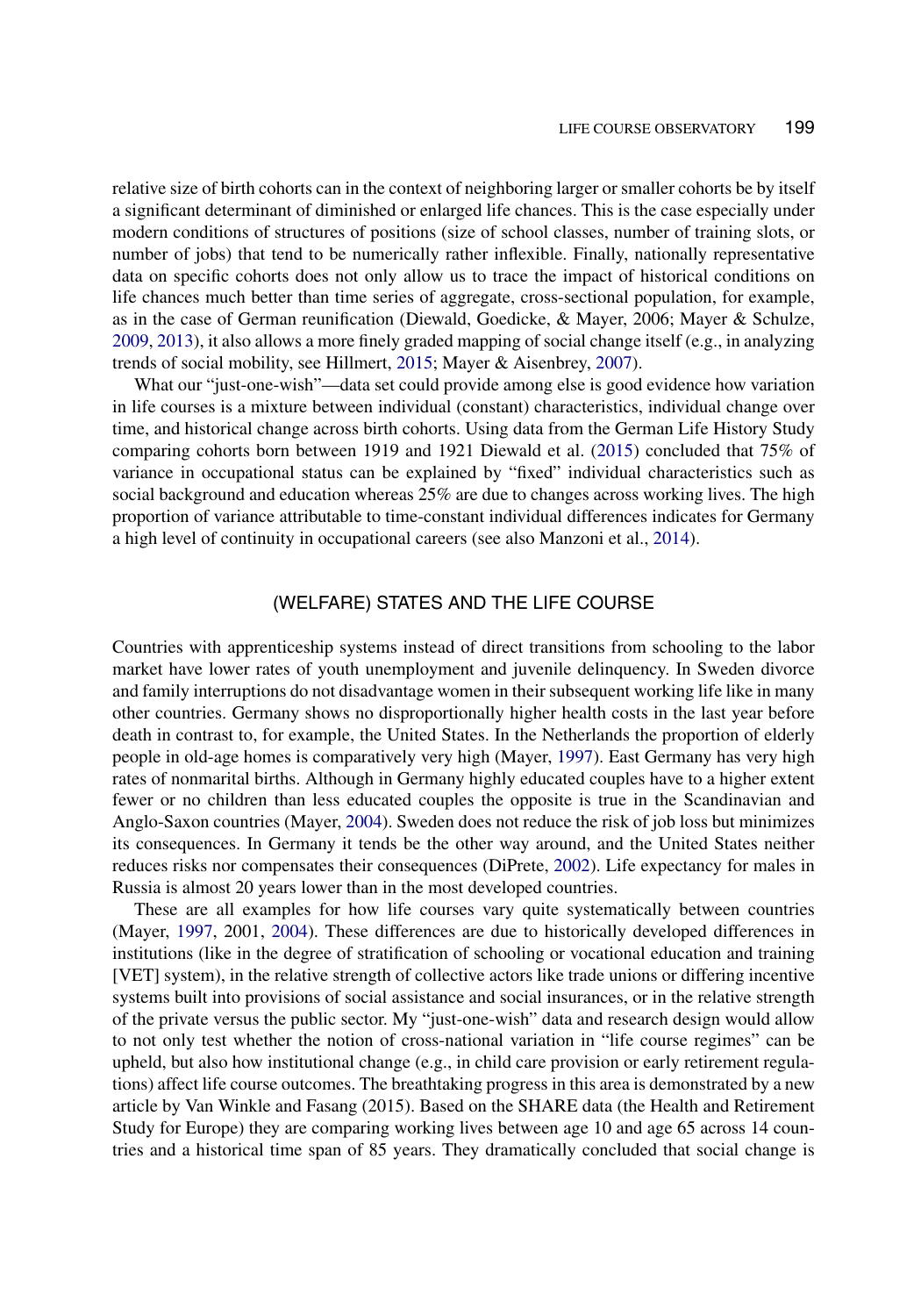relative size of birth cohorts can in the context of neighboring larger or smaller cohorts be by itself a significant determinant of diminished or enlarged life chances. This is the case especially under modern conditions of structures of positions (size of school classes, number of training slots, or number of jobs) that tend to be numerically rather inflexible. Finally, nationally representative data on specific cohorts does not only allow us to trace the impact of historical conditions on life chances much better than time series of aggregate, cross-sectional population, for example, as in the case of German reunification (Diewald, Goedicke, & Mayer, 2006; Mayer & Schulze, 2009, 2013), it also allows a more finely graded mapping of social change itself (e.g., in analyzing trends of social mobility, see Hillmert, 2015; Mayer & Aisenbrey, 2007).

What our "just-one-wish"—data set could provide among else is good evidence how variation in life courses is a mixture between individual (constant) characteristics, individual change over time, and historical change across birth cohorts. Using data from the German Life History Study comparing cohorts born between 1919 and 1921 Diewald et al. (2015) concluded that 75% of variance in occupational status can be explained by "fixed" individual characteristics such as social background and education whereas 25% are due to changes across working lives. The high proportion of variance attributable to time-constant individual differences indicates for Germany a high level of continuity in occupational careers (see also Manzoni et al., 2014).

## (WELFARE) STATES AND THE LIFE COURSE

Countries with apprenticeship systems instead of direct transitions from schooling to the labor market have lower rates of youth unemployment and juvenile delinquency. In Sweden divorce and family interruptions do not disadvantage women in their subsequent working life like in many other countries. Germany shows no disproportionally higher health costs in the last year before death in contrast to, for example, the United States. In the Netherlands the proportion of elderly people in old-age homes is comparatively very high (Mayer, 1997). East Germany has very high rates of nonmarital births. Although in Germany highly educated couples have to a higher extent fewer or no children than less educated couples the opposite is true in the Scandinavian and Anglo-Saxon countries (Mayer, 2004). Sweden does not reduce the risk of job loss but minimizes its consequences. In Germany it tends be the other way around, and the United States neither reduces risks nor compensates their consequences (DiPrete, 2002). Life expectancy for males in Russia is almost 20 years lower than in the most developed countries.

These are all examples for how life courses vary quite systematically between countries (Mayer, 1997, 2001, 2004). These differences are due to historically developed differences in institutions (like in the degree of stratification of schooling or vocational education and training [VET] system), in the relative strength of collective actors like trade unions or differing incentive systems built into provisions of social assistance and social insurances, or in the relative strength of the private versus the public sector. My "just-one-wish" data and research design would allow to not only test whether the notion of cross-national variation in "life course regimes" can be upheld, but also how institutional change (e.g., in child care provision or early retirement regulations) affect life course outcomes. The breathtaking progress in this area is demonstrated by a new article by Van Winkle and Fasang (2015). Based on the SHARE data (the Health and Retirement Study for Europe) they are comparing working lives between age 10 and age 65 across 14 countries and a historical time span of 85 years. They dramatically concluded that social change is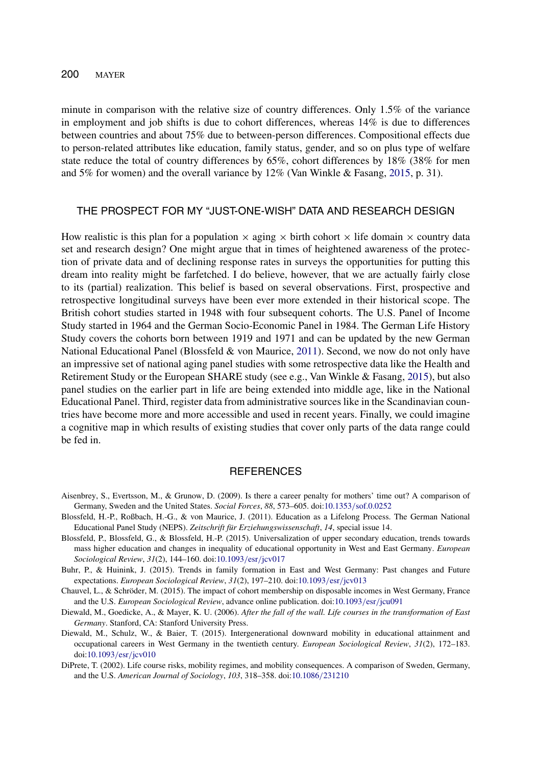minute in comparison with the relative size of country differences. Only 1.5% of the variance in employment and job shifts is due to cohort differences, whereas 14% is due to differences between countries and about 75% due to between-person differences. Compositional effects due to person-related attributes like education, family status, gender, and so on plus type of welfare state reduce the total of country differences by 65%, cohort differences by 18% (38% for men and 5% for women) and the overall variance by 12% (Van Winkle & Fasang, 2015, p. 31).

## THE PROSPECT FOR MY "JUST-ONE-WISH" DATA AND RESEARCH DESIGN

How realistic is this plan for a population × aging × birth cohort × life domain × country data set and research design? One might argue that in times of heightened awareness of the protection of private data and of declining response rates in surveys the opportunities for putting this dream into reality might be farfetched. I do believe, however, that we are actually fairly close to its (partial) realization. This belief is based on several observations. First, prospective and retrospective longitudinal surveys have been ever more extended in their historical scope. The British cohort studies started in 1948 with four subsequent cohorts. The U.S. Panel of Income Study started in 1964 and the German Socio-Economic Panel in 1984. The German Life History Study covers the cohorts born between 1919 and 1971 and can be updated by the new German National Educational Panel (Blossfeld & von Maurice, 2011). Second, we now do not only have an impressive set of national aging panel studies with some retrospective data like the Health and Retirement Study or the European SHARE study (see e.g., Van Winkle & Fasang, 2015), but also panel studies on the earlier part in life are being extended into middle age, like in the National Educational Panel. Third, register data from administrative sources like in the Scandinavian countries have become more and more accessible and used in recent years. Finally, we could imagine a cognitive map in which results of existing studies that cover only parts of the data range could be fed in.

## REFERENCES

Aisenbrey, S., Evertsson, M., & Grunow, D. (2009). Is there a career penalty for mothers' time out? A comparison of Germany, Sweden and the United States. *Social Forces*, *88*, 573–605. doi:10.1353/sof.0.0252

Blossfeld, H.-P., Roßbach, H.-G., & von Maurice, J. (2011). Education as a Lifelong Process. The German National Educational Panel Study (NEPS). *Zeitschrift für Erziehungswissenschaft*, *14*, special issue 14.

Blossfeld, P., Blossfeld, G., & Blossfeld, H.-P. (2015). Universalization of upper secondary education, trends towards mass higher education and changes in inequality of educational opportunity in West and East Germany. *European Sociological Review*, *31*(2), 144–160. doi:10.1093/esr/jcv017

Buhr, P., & Huinink, J. (2015). Trends in family formation in East and West Germany: Past changes and Future expectations. *European Sociological Review*, *31*(2), 197–210. doi:10.1093/esr/jcv013

Chauvel, L., & Schröder, M. (2015). The impact of cohort membership on disposable incomes in West Germany, France and the U.S. *European Sociological Review*, advance online publication. doi:10.1093/esr/jcu091

Diewald, M., Goedicke, A., & Mayer, K. U. (2006). *After the fall of the wall. Life courses in the transformation of East Germany*. Stanford, CA: Stanford University Press.

Diewald, M., Schulz, W., & Baier, T. (2015). Intergenerational downward mobility in educational attainment and occupational careers in West Germany in the twentieth century. *European Sociological Review*, *31*(2), 172–183. doi:10.1093/esr/jcv010

DiPrete, T. (2002). Life course risks, mobility regimes, and mobility consequences. A comparison of Sweden, Germany, and the U.S. *American Journal of Sociology*, *103*, 318–358. doi:10.1086/231210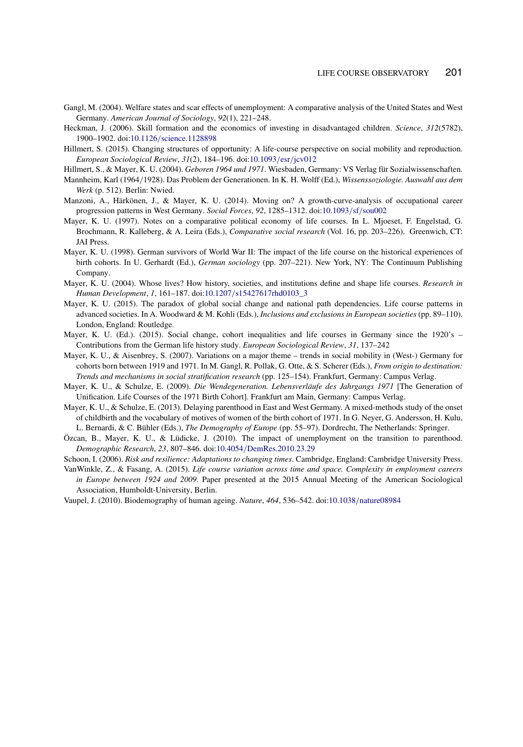Gangl, M. (2004). Welfare states and scar effects of unemployment: A comparative analysis of the United States and West Germany. *American Journal of Sociology*, *92*(1), 221–248.

Heckman, J. (2006). Skill formation and the economics of investing in disadvantaged children. *Science*, *312*(5782), 1900–1902. doi:10.1126/science.1128898

Hillmert, S. (2015). Changing structures of opportunity: A life-course perspective on social mobility and reproduction. *European Sociological Review*, *31*(2), 184–196. doi:10.1093/esr/jcv012

Hillmert, S., & Mayer, K. U. (2004). *Geboren 1964 und 1971*. Wiesbaden, Germany: VS Verlag für Sozialwissenschaften.

Mannheim, Karl (1964/1928). Das Problem der Generationen. In K. H. Wolff (Ed.), *Wissenssoziologie. Auswahl aus dem Werk* (p. 512). Berlin: Nwied.

Manzoni, A., Härkönen, J., & Mayer, K. U. (2014). Moving on? A growth-curve-analysis of occupational career progression patterns in West Germany. *Social Forces*, *92*, 1285–1312. doi:10.1093/sf/sou002

Mayer, K. U. (1997). Notes on a comparative political economy of life courses. In L. Mjoeset, F. Engelstad, G. Brochmann, R. Kalleberg, & A. Leira (Eds.), *Comparative social research* (Vol. 16, pp. 203–226). Greenwich, CT: JAI Press.

Mayer, K. U. (1998). German survivors of World War II: The impact of the life course on the historical experiences of birth cohorts. In U. Gerhardt (Ed.), *German sociology* (pp. 207–221). New York, NY: The Continuum Publishing Company.

Mayer, K. U. (2004). Whose lives? How history, societies, and institutions define and shape life courses. *Research in Human Development*, *1*, 161–187. doi:10.1207/s15427617rhd0103_3

Mayer, K. U. (2015). The paradox of global social change and national path dependencies. Life course patterns in advanced societies. In A. Woodward & M. Kohli (Eds.), *Inclusions and exclusions in European societies* (pp. 89–110). London, England: Routledge.

Mayer, K. U. (Ed.). (2015). Social change, cohort inequalities and life courses in Germany since the 1920's – Contributions from the German life history study. *European Sociological Review*, *31*, 137–242

Mayer, K. U., & Aisenbrey, S. (2007). Variations on a major theme – trends in social mobility in (West-) Germany for cohorts born between 1919 and 1971. In M. Gangl, R. Pollak, G. Otte, & S. Scherer (Eds.), *From origin to destination: Trends and mechanisms in social stratification research* (pp. 125–154). Frankfurt, Germany: Campus Verlag.

Mayer, K. U., & Schulze, E. (2009). *Die Wendegeneration. Lebensverläufe des Jahrgangs 1971* [The Generation of Unification. Life Courses of the 1971 Birth Cohort]. Frankfurt am Main, Germany: Campus Verlag.

Mayer, K. U., & Schulze, E. (2013). Delaying parenthood in East and West Germany. A mixed-methods study of the onset of childbirth and the vocabulary of motives of women of the birth cohort of 1971. In G. Neyer, G. Andersson, H. Kulu, L. Bernardi, & C. Bühler (Eds.), *The Demography of Europe* (pp. 55–97). Dordrecht, The Netherlands: Springer.

Özcan, B., Mayer, K. U., & Lüdicke, J. (2010). The impact of unemployment on the transition to parenthood. *Demographic Research*, *23*, 807–846. doi:10.4054/DemRes.2010.23.29

Schoon, I. (2006). *Risk and resilience: Adaptations to changing times*. Cambridge, England: Cambridge University Press.

VanWinkle, Z., & Fasang, A. (2015). *Life course variation across time and space. Complexity in employment careers in Europe between 1924 and 2009*. Paper presented at the 2015 Annual Meeting of the American Sociological Association, Humboldt-University, Berlin.

Vaupel, J. (2010). Biodemography of human ageing. *Nature*, *464*, 536–542. doi:10.1038/nature08984